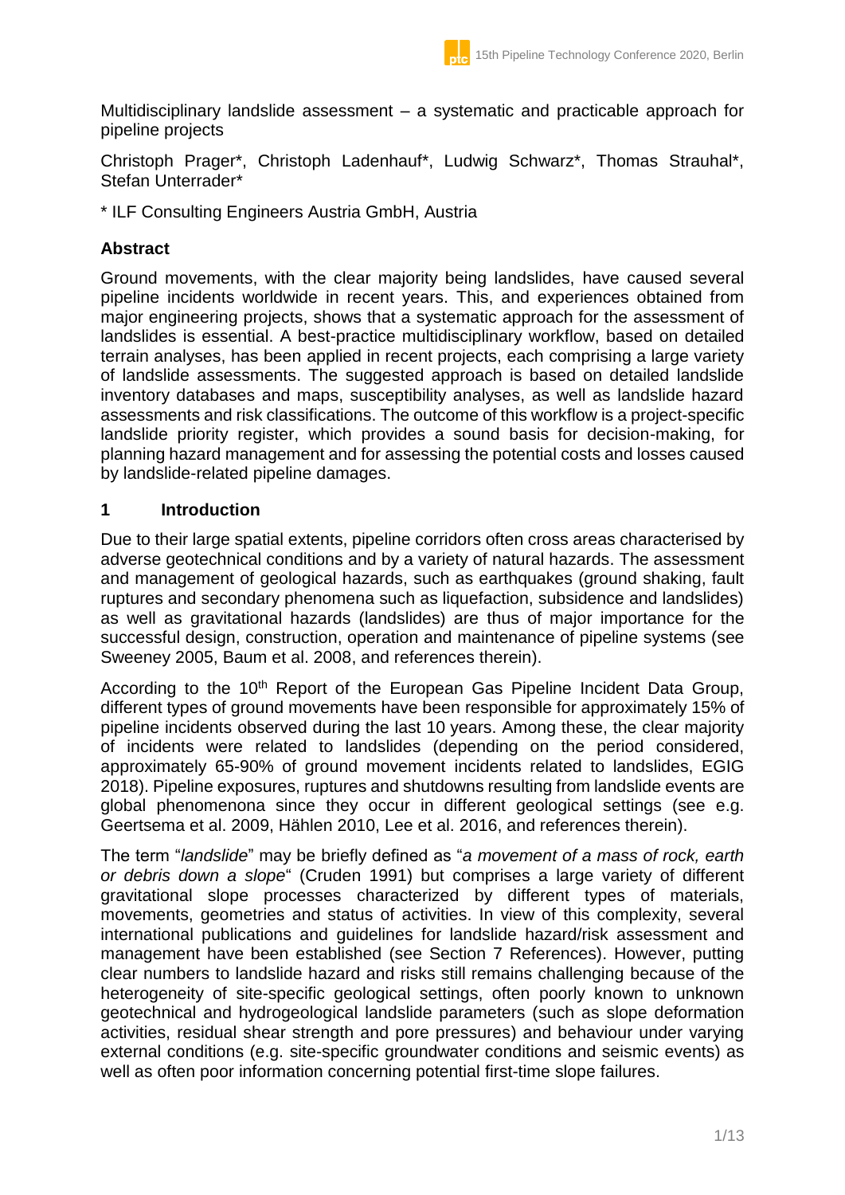Multidisciplinary landslide assessment – a systematic and practicable approach for pipeline projects

Christoph Prager*, Christoph Ladenhauf*, Ludwig Schwarz*, Thomas Strauhal*, Stefan Unterrader*

\* ILF Consulting Engineers Austria GmbH, Austria

## Abstract

Ground movements, with the clear majority being landslides, have caused several pipeline incidents worldwide in recent years. This, and experiences obtained from major engineering projects, shows that a systematic approach for the assessment of landslides is essential. A best-practice multidisciplinary workflow, based on detailed terrain analyses, has been applied in recent projects, each comprising a large variety of landslide assessments. The suggested approach is based on detailed landslide inventory databases and maps, susceptibility analyses, as well as landslide hazard assessments and risk classifications. The outcome of this workflow is a project-specific landslide priority register, which provides a sound basis for decision-making, for planning hazard management and for assessing the potential costs and losses caused by landslide-related pipeline damages.

## 1 Introduction

Due to their large spatial extents, pipeline corridors often cross areas characterised by adverse geotechnical conditions and by a variety of natural hazards. The assessment and management of geological hazards, such as earthquakes (ground shaking, fault ruptures and secondary phenomena such as liquefaction, subsidence and landslides) as well as gravitational hazards (landslides) are thus of major importance for the successful design, construction, operation and maintenance of pipeline systems (see Sweeney 2005, Baum et al. 2008, and references therein).

According to the 10th Report of the European Gas Pipeline Incident Data Group, different types of ground movements have been responsible for approximately 15% of pipeline incidents observed during the last 10 years. Among these, the clear majority of incidents were related to landslides (depending on the period considered, approximately 65-90% of ground movement incidents related to landslides, EGIG 2018). Pipeline exposures, ruptures and shutdowns resulting from landslide events are global phenomenona since they occur in different geological settings (see e.g. Geertsema et al. 2009, Hählen 2010, Lee et al. 2016, and references therein).

The term "*landslide*" may be briefly defined as "*a movement of a mass of rock, earth or debris down a slope*" (Cruden 1991) but comprises a large variety of different gravitational slope processes characterized by different types of materials, movements, geometries and status of activities. In view of this complexity, several international publications and guidelines for landslide hazard/risk assessment and management have been established (see Section 7 References). However, putting clear numbers to landslide hazard and risks still remains challenging because of the heterogeneity of site-specific geological settings, often poorly known to unknown geotechnical and hydrogeological landslide parameters (such as slope deformation activities, residual shear strength and pore pressures) and behaviour under varying external conditions (e.g. site-specific groundwater conditions and seismic events) as well as often poor information concerning potential first-time slope failures.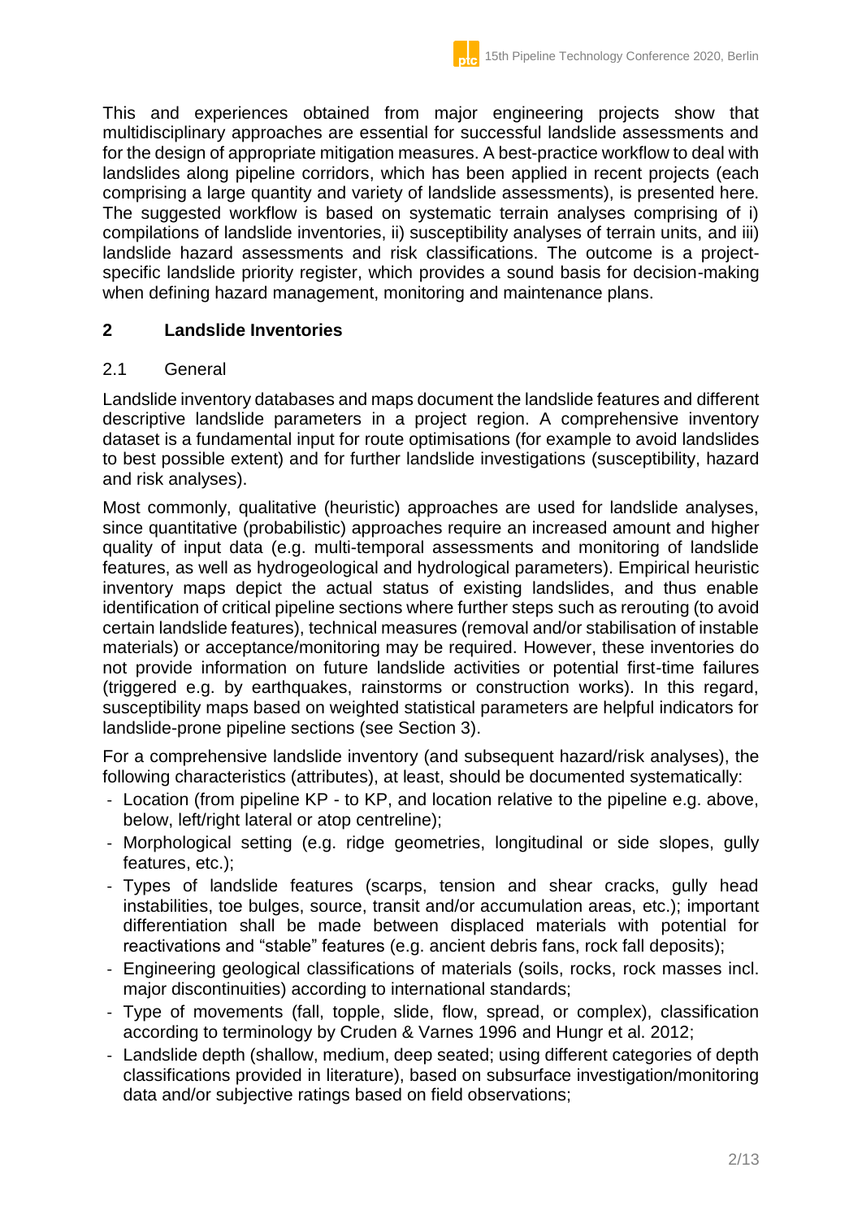This and experiences obtained from major engineering projects show that multidisciplinary approaches are essential for successful landslide assessments and for the design of appropriate mitigation measures. A best-practice workflow to deal with landslides along pipeline corridors, which has been applied in recent projects (each comprising a large quantity and variety of landslide assessments), is presented here. The suggested workflow is based on systematic terrain analyses comprising of i) compilations of landslide inventories, ii) susceptibility analyses of terrain units, and iii) landslide hazard assessments and risk classifications. The outcome is a project-specific landslide priority register, which provides a sound basis for decision-making when defining hazard management, monitoring and maintenance plans.

## 2 Landslide Inventories

### 2.1 General

Landslide inventory databases and maps document the landslide features and different descriptive landslide parameters in a project region. A comprehensive inventory dataset is a fundamental input for route optimisations (for example to avoid landslides to best possible extent) and for further landslide investigations (susceptibility, hazard and risk analyses).

Most commonly, qualitative (heuristic) approaches are used for landslide analyses, since quantitative (probabilistic) approaches require an increased amount and higher quality of input data (e.g. multi-temporal assessments and monitoring of landslide features, as well as hydrogeological and hydrological parameters). Empirical heuristic inventory maps depict the actual status of existing landslides, and thus enable identification of critical pipeline sections where further steps such as rerouting (to avoid certain landslide features), technical measures (removal and/or stabilisation of instable materials) or acceptance/monitoring may be required. However, these inventories do not provide information on future landslide activities or potential first-time failures (triggered e.g. by earthquakes, rainstorms or construction works). In this regard, susceptibility maps based on weighted statistical parameters are helpful indicators for landslide-prone pipeline sections (see Section 3).

For a comprehensive landslide inventory (and subsequent hazard/risk analyses), the following characteristics (attributes), at least, should be documented systematically:

- Location (from pipeline KP - to KP, and location relative to the pipeline e.g. above, below, left/right lateral or atop centreline);
- Morphological setting (e.g. ridge geometries, longitudinal or side slopes, gully features, etc.);
- Types of landslide features (scarps, tension and shear cracks, gully head instabilities, toe bulges, source, transit and/or accumulation areas, etc.); important differentiation shall be made between displaced materials with potential for reactivations and "stable" features (e.g. ancient debris fans, rock fall deposits);
- Engineering geological classifications of materials (soils, rocks, rock masses incl. major discontinuities) according to international standards;
- Type of movements (fall, topple, slide, flow, spread, or complex), classification according to terminology by Cruden & Varnes 1996 and Hungr et al. 2012;
- Landslide depth (shallow, medium, deep seated; using different categories of depth classifications provided in literature), based on subsurface investigation/monitoring data and/or subjective ratings based on field observations;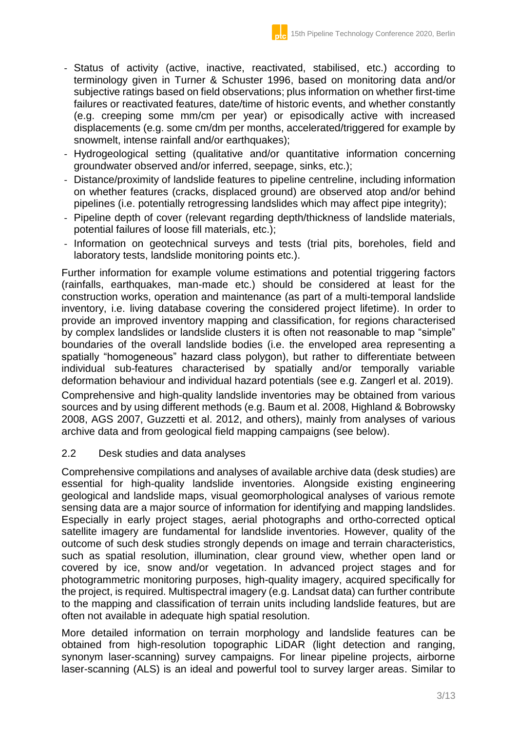- Status of activity (active, inactive, reactivated, stabilised, etc.) according to terminology given in Turner & Schuster 1996, based on monitoring data and/or subjective ratings based on field observations; plus information on whether first-time failures or reactivated features, date/time of historic events, and whether constantly (e.g. creeping some mm/cm per year) or episodically active with increased displacements (e.g. some cm/dm per months, accelerated/triggered for example by snowmelt, intense rainfall and/or earthquakes);
- Hydrogeological setting (qualitative and/or quantitative information concerning groundwater observed and/or inferred, seepage, sinks, etc.);
- Distance/proximity of landslide features to pipeline centreline, including information on whether features (cracks, displaced ground) are observed atop and/or behind pipelines (i.e. potentially retrogressing landslides which may affect pipe integrity);
- Pipeline depth of cover (relevant regarding depth/thickness of landslide materials, potential failures of loose fill materials, etc.);
- Information on geotechnical surveys and tests (trial pits, boreholes, field and laboratory tests, landslide monitoring points etc.).

Further information for example volume estimations and potential triggering factors (rainfalls, earthquakes, man-made etc.) should be considered at least for the construction works, operation and maintenance (as part of a multi-temporal landslide inventory, i.e. living database covering the considered project lifetime). In order to provide an improved inventory mapping and classification, for regions characterised by complex landslides or landslide clusters it is often not reasonable to map "simple" boundaries of the overall landslide bodies (i.e. the enveloped area representing a spatially "homogeneous" hazard class polygon), but rather to differentiate between individual sub-features characterised by spatially and/or temporally variable deformation behaviour and individual hazard potentials (see e.g. Zangerl et al. 2019).

Comprehensive and high-quality landslide inventories may be obtained from various sources and by using different methods (e.g. Baum et al. 2008, Highland & Bobrowsky 2008, AGS 2007, Guzzetti et al. 2012, and others), mainly from analyses of various archive data and from geological field mapping campaigns (see below).

## 2.2 Desk studies and data analyses

Comprehensive compilations and analyses of available archive data (desk studies) are essential for high-quality landslide inventories. Alongside existing engineering geological and landslide maps, visual geomorphological analyses of various remote sensing data are a major source of information for identifying and mapping landslides. Especially in early project stages, aerial photographs and ortho-corrected optical satellite imagery are fundamental for landslide inventories. However, quality of the outcome of such desk studies strongly depends on image and terrain characteristics, such as spatial resolution, illumination, clear ground view, whether open land or covered by ice, snow and/or vegetation. In advanced project stages and for photogrammetric monitoring purposes, high-quality imagery, acquired specifically for the project, is required. Multispectral imagery (e.g. Landsat data) can further contribute to the mapping and classification of terrain units including landslide features, but are often not available in adequate high spatial resolution.

More detailed information on terrain morphology and landslide features can be obtained from high-resolution topographic LiDAR (light detection and ranging, synonym laser-scanning) survey campaigns. For linear pipeline projects, airborne laser-scanning (ALS) is an ideal and powerful tool to survey larger areas. Similar to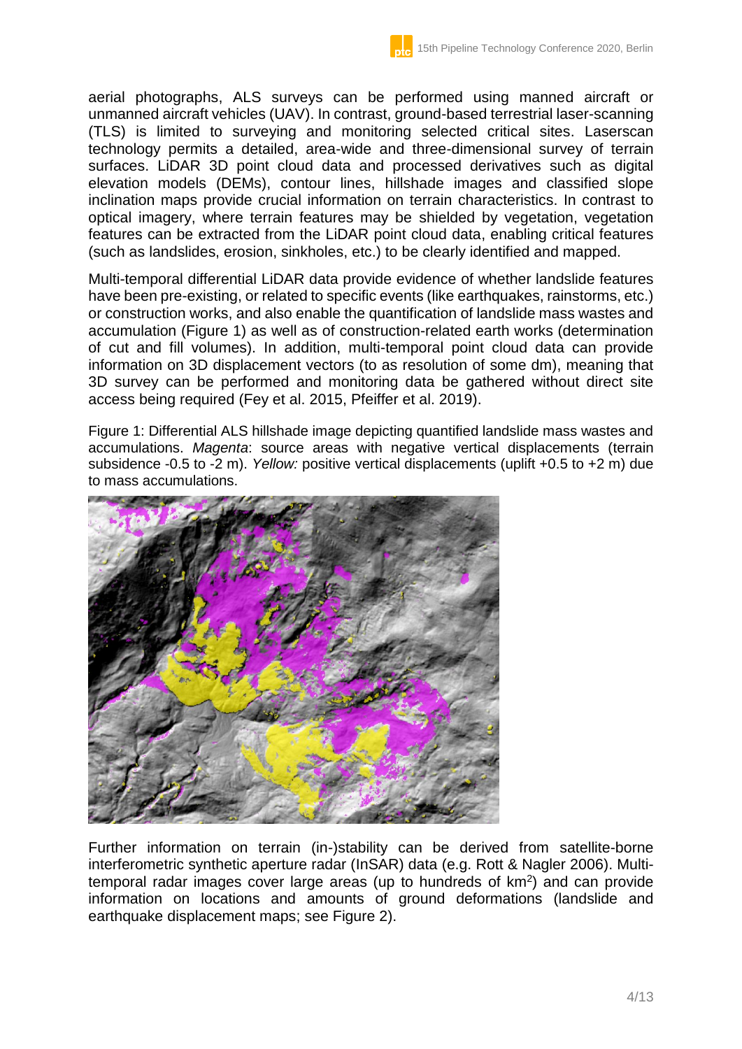aerial photographs, ALS surveys can be performed using manned aircraft or unmanned aircraft vehicles (UAV). In contrast, ground-based terrestrial laser-scanning (TLS) is limited to surveying and monitoring selected critical sites. Laserscan technology permits a detailed, area-wide and three-dimensional survey of terrain surfaces. LiDAR 3D point cloud data and processed derivatives such as digital elevation models (DEMs), contour lines, hillshade images and classified slope inclination maps provide crucial information on terrain characteristics. In contrast to optical imagery, where terrain features may be shielded by vegetation, vegetation features can be extracted from the LiDAR point cloud data, enabling critical features (such as landslides, erosion, sinkholes, etc.) to be clearly identified and mapped.

Multi-temporal differential LiDAR data provide evidence of whether landslide features have been pre-existing, or related to specific events (like earthquakes, rainstorms, etc.) or construction works, and also enable the quantification of landslide mass wastes and accumulation (Figure 1) as well as of construction-related earth works (determination of cut and fill volumes). In addition, multi-temporal point cloud data can provide information on 3D displacement vectors (to as resolution of some dm), meaning that 3D survey can be performed and monitoring data be gathered without direct site access being required (Fey et al. 2015, Pfeiffer et al. 2019).

Figure 1: Differential ALS hillshade image depicting quantified landslide mass wastes and accumulations. *Magenta*: source areas with negative vertical displacements (terrain subsidence -0.5 to -2 m). *Yellow:* positive vertical displacements (uplift +0.5 to +2 m) due to mass accumulations.

Further information on terrain (in-)stability can be derived from satellite-borne interferometric synthetic aperture radar (InSAR) data (e.g. Rott & Nagler 2006). Multi-temporal radar images cover large areas (up to hundreds of km$^2$) and can provide information on locations and amounts of ground deformations (landslide and earthquake displacement maps; see Figure 2).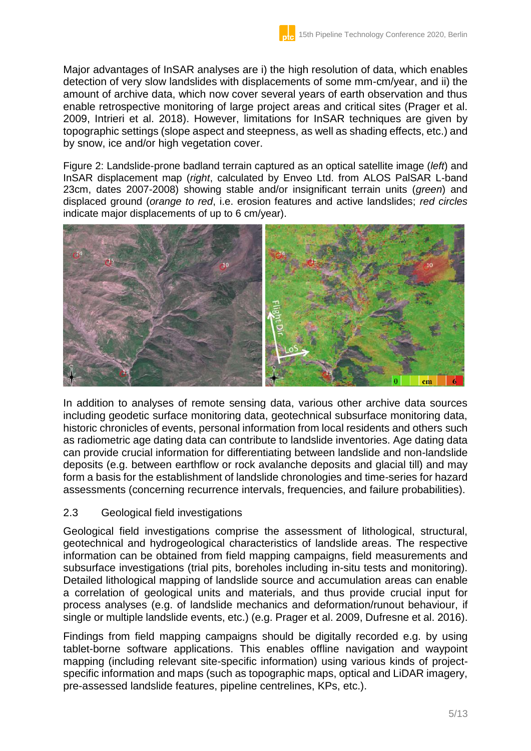Major advantages of InSAR analyses are i) the high resolution of data, which enables detection of very slow landslides with displacements of some mm-cm/year, and ii) the amount of archive data, which now cover several years of earth observation and thus enable retrospective monitoring of large project areas and critical sites (Prager et al. 2009, Intrieri et al. 2018). However, limitations for InSAR techniques are given by topographic settings (slope aspect and steepness, as well as shading effects, etc.) and by snow, ice and/or high vegetation cover.

Figure 2: Landslide-prone badland terrain captured as an optical satellite image (*left*) and InSAR displacement map (*right*, calculated by Enveo Ltd. from ALOS PalSAR L-band 23cm, dates 2007-2008) showing stable and/or insignificant terrain units (*green*) and displaced ground (*orange to red*, i.e. erosion features and active landslides; *red circles* indicate major displacements of up to 6 cm/year).

In addition to analyses of remote sensing data, various other archive data sources including geodetic surface monitoring data, geotechnical subsurface monitoring data, historic chronicles of events, personal information from local residents and others such as radiometric age dating data can contribute to landslide inventories. Age dating data can provide crucial information for differentiating between landslide and non-landslide deposits (e.g. between earthflow or rock avalanche deposits and glacial till) and may form a basis for the establishment of landslide chronologies and time-series for hazard assessments (concerning recurrence intervals, frequencies, and failure probabilities).

## 2.3 Geological field investigations

Geological field investigations comprise the assessment of lithological, structural, geotechnical and hydrogeological characteristics of landslide areas. The respective information can be obtained from field mapping campaigns, field measurements and subsurface investigations (trial pits, boreholes including in-situ tests and monitoring). Detailed lithological mapping of landslide source and accumulation areas can enable a correlation of geological units and materials, and thus provide crucial input for process analyses (e.g. of landslide mechanics and deformation/runout behaviour, if single or multiple landslide events, etc.) (e.g. Prager et al. 2009, Dufresne et al. 2016).

Findings from field mapping campaigns should be digitally recorded e.g. by using tablet-borne software applications. This enables offline navigation and waypoint mapping (including relevant site-specific information) using various kinds of project-specific information and maps (such as topographic maps, optical and LiDAR imagery, pre-assessed landslide features, pipeline centrelines, KPs, etc.).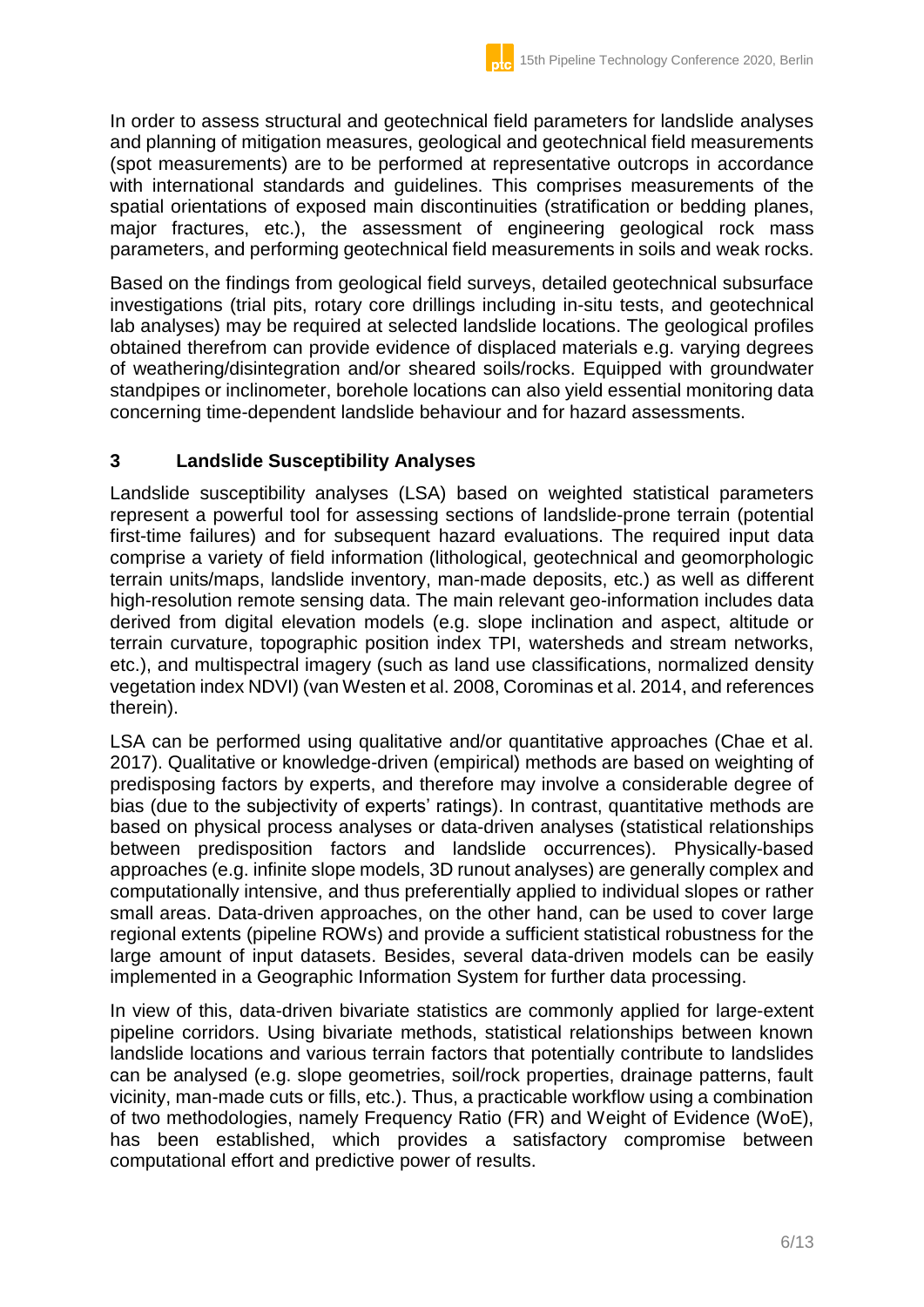In order to assess structural and geotechnical field parameters for landslide analyses and planning of mitigation measures, geological and geotechnical field measurements (spot measurements) are to be performed at representative outcrops in accordance with international standards and guidelines. This comprises measurements of the spatial orientations of exposed main discontinuities (stratification or bedding planes, major fractures, etc.), the assessment of engineering geological rock mass parameters, and performing geotechnical field measurements in soils and weak rocks.

Based on the findings from geological field surveys, detailed geotechnical subsurface investigations (trial pits, rotary core drillings including in-situ tests, and geotechnical lab analyses) may be required at selected landslide locations. The geological profiles obtained therefrom can provide evidence of displaced materials e.g. varying degrees of weathering/disintegration and/or sheared soils/rocks. Equipped with groundwater standpipes or inclinometer, borehole locations can also yield essential monitoring data concerning time-dependent landslide behaviour and for hazard assessments.

## 3 Landslide Susceptibility Analyses

Landslide susceptibility analyses (LSA) based on weighted statistical parameters represent a powerful tool for assessing sections of landslide-prone terrain (potential first-time failures) and for subsequent hazard evaluations. The required input data comprise a variety of field information (lithological, geotechnical and geomorphologic terrain units/maps, landslide inventory, man-made deposits, etc.) as well as different high-resolution remote sensing data. The main relevant geo-information includes data derived from digital elevation models (e.g. slope inclination and aspect, altitude or terrain curvature, topographic position index TPI, watersheds and stream networks, etc.), and multispectral imagery (such as land use classifications, normalized density vegetation index NDVI) (van Westen et al. 2008, Corominas et al. 2014, and references therein).

LSA can be performed using qualitative and/or quantitative approaches (Chae et al. 2017). Qualitative or knowledge-driven (empirical) methods are based on weighting of predisposing factors by experts, and therefore may involve a considerable degree of bias (due to the subjectivity of experts' ratings). In contrast, quantitative methods are based on physical process analyses or data-driven analyses (statistical relationships between predisposition factors and landslide occurrences). Physically-based approaches (e.g. infinite slope models, 3D runout analyses) are generally complex and computationally intensive, and thus preferentially applied to individual slopes or rather small areas. Data-driven approaches, on the other hand, can be used to cover large regional extents (pipeline ROWs) and provide a sufficient statistical robustness for the large amount of input datasets. Besides, several data-driven models can be easily implemented in a Geographic Information System for further data processing.

In view of this, data-driven bivariate statistics are commonly applied for large-extent pipeline corridors. Using bivariate methods, statistical relationships between known landslide locations and various terrain factors that potentially contribute to landslides can be analysed (e.g. slope geometries, soil/rock properties, drainage patterns, fault vicinity, man-made cuts or fills, etc.). Thus, a practicable workflow using a combination of two methodologies, namely Frequency Ratio (FR) and Weight of Evidence (WoE), has been established, which provides a satisfactory compromise between computational effort and predictive power of results.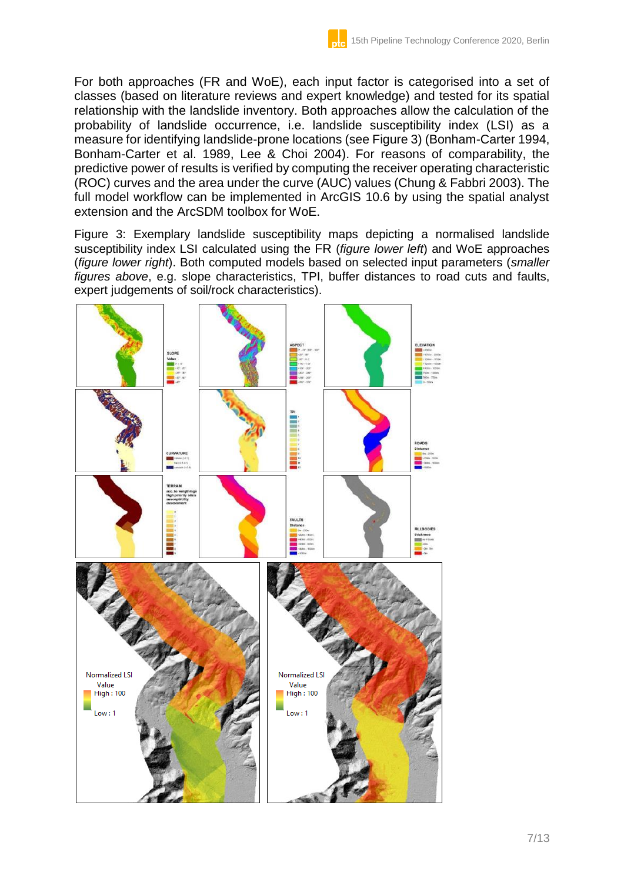For both approaches (FR and WoE), each input factor is categorised into a set of classes (based on literature reviews and expert knowledge) and tested for its spatial relationship with the landslide inventory. Both approaches allow the calculation of the probability of landslide occurrence, i.e. landslide susceptibility index (LSI) as a measure for identifying landslide-prone locations (see Figure 3) (Bonham-Carter 1994, Bonham-Carter et al. 1989, Lee & Choi 2004). For reasons of comparability, the predictive power of results is verified by computing the receiver operating characteristic (ROC) curves and the area under the curve (AUC) values (Chung & Fabbri 2003). The full model workflow can be implemented in ArcGIS 10.6 by using the spatial analyst extension and the ArcSDM toolbox for WoE.

Figure 3: Exemplary landslide susceptibility maps depicting a normalised landslide susceptibility index LSI calculated using the FR (*figure lower left*) and WoE approaches (*figure lower right*). Both computed models based on selected input parameters (*smaller figures above*, e.g. slope characteristics, TPI, buffer distances to road cuts and faults, expert judgements of soil/rock characteristics).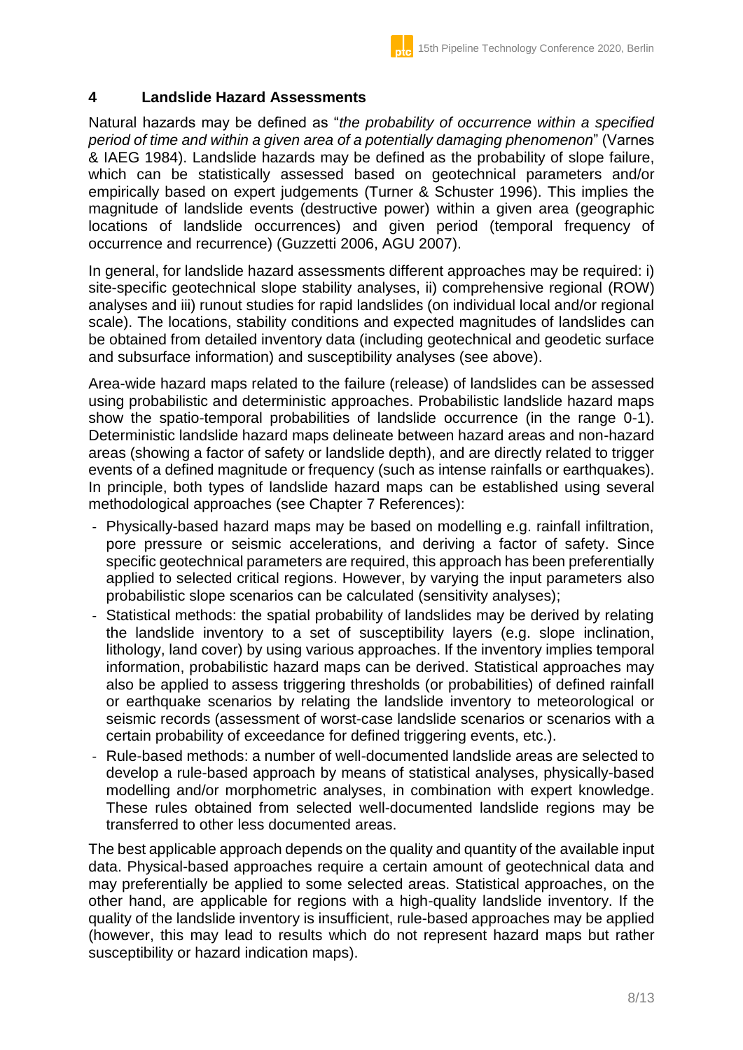## 4 Landslide Hazard Assessments

Natural hazards may be defined as "*the probability of occurrence within a specified period of time and within a given area of a potentially damaging phenomenon*" (Varnes & IAEG 1984). Landslide hazards may be defined as the probability of slope failure, which can be statistically assessed based on geotechnical parameters and/or empirically based on expert judgements (Turner & Schuster 1996). This implies the magnitude of landslide events (destructive power) within a given area (geographic locations of landslide occurrences) and given period (temporal frequency of occurrence and recurrence) (Guzzetti 2006, AGU 2007).

In general, for landslide hazard assessments different approaches may be required: i) site-specific geotechnical slope stability analyses, ii) comprehensive regional (ROW) analyses and iii) runout studies for rapid landslides (on individual local and/or regional scale). The locations, stability conditions and expected magnitudes of landslides can be obtained from detailed inventory data (including geotechnical and geodetic surface and subsurface information) and susceptibility analyses (see above).

Area-wide hazard maps related to the failure (release) of landslides can be assessed using probabilistic and deterministic approaches. Probabilistic landslide hazard maps show the spatio-temporal probabilities of landslide occurrence (in the range 0-1). Deterministic landslide hazard maps delineate between hazard areas and non-hazard areas (showing a factor of safety or landslide depth), and are directly related to trigger events of a defined magnitude or frequency (such as intense rainfalls or earthquakes). In principle, both types of landslide hazard maps can be established using several methodological approaches (see Chapter 7 References):

- Physically-based hazard maps may be based on modelling e.g. rainfall infiltration, pore pressure or seismic accelerations, and deriving a factor of safety. Since specific geotechnical parameters are required, this approach has been preferentially applied to selected critical regions. However, by varying the input parameters also probabilistic slope scenarios can be calculated (sensitivity analyses);
- Statistical methods: the spatial probability of landslides may be derived by relating the landslide inventory to a set of susceptibility layers (e.g. slope inclination, lithology, land cover) by using various approaches. If the inventory implies temporal information, probabilistic hazard maps can be derived. Statistical approaches may also be applied to assess triggering thresholds (or probabilities) of defined rainfall or earthquake scenarios by relating the landslide inventory to meteorological or seismic records (assessment of worst-case landslide scenarios or scenarios with a certain probability of exceedance for defined triggering events, etc.).
- Rule-based methods: a number of well-documented landslide areas are selected to develop a rule-based approach by means of statistical analyses, physically-based modelling and/or morphometric analyses, in combination with expert knowledge. These rules obtained from selected well-documented landslide regions may be transferred to other less documented areas.

The best applicable approach depends on the quality and quantity of the available input data. Physical-based approaches require a certain amount of geotechnical data and may preferentially be applied to some selected areas. Statistical approaches, on the other hand, are applicable for regions with a high-quality landslide inventory. If the quality of the landslide inventory is insufficient, rule-based approaches may be applied (however, this may lead to results which do not represent hazard maps but rather susceptibility or hazard indication maps).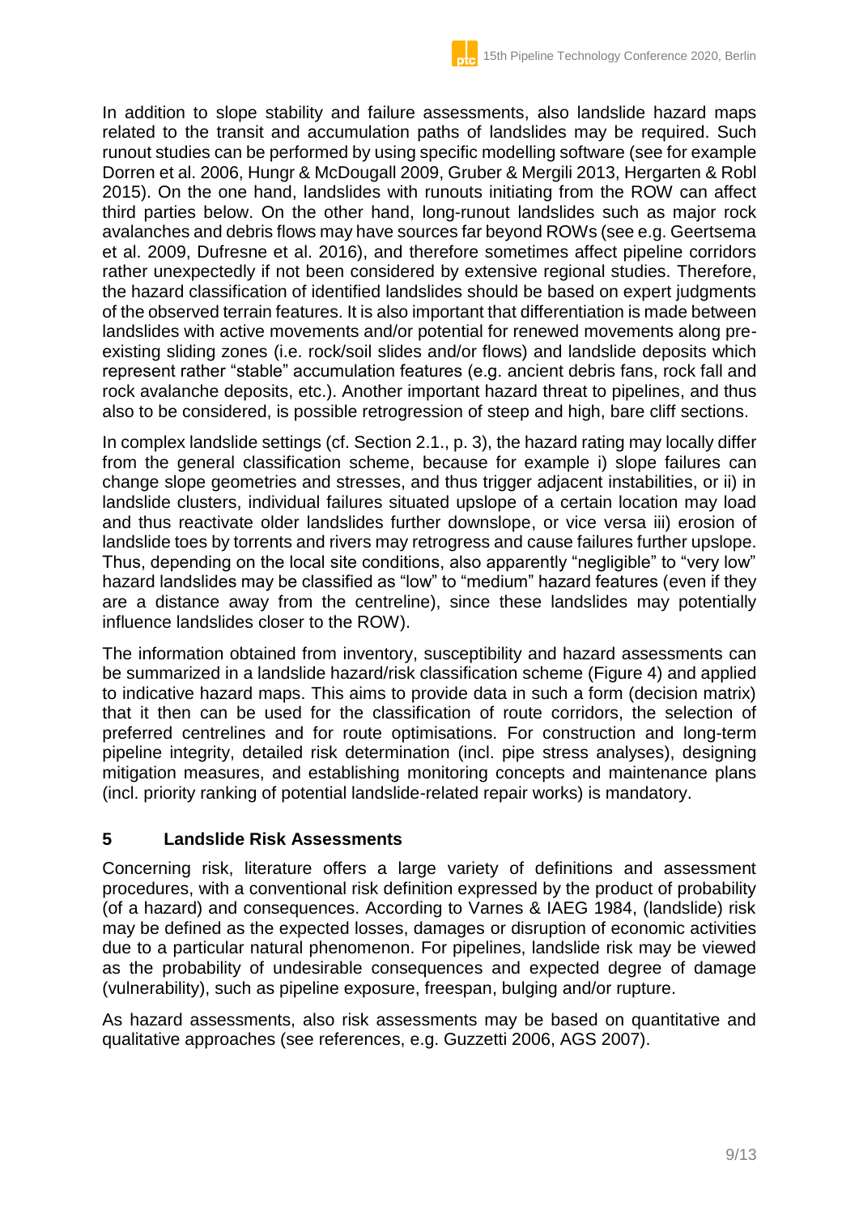In addition to slope stability and failure assessments, also landslide hazard maps related to the transit and accumulation paths of landslides may be required. Such runout studies can be performed by using specific modelling software (see for example Dorren et al. 2006, Hungr & McDougall 2009, Gruber & Mergili 2013, Hergarten & Robl 2015). On the one hand, landslides with runouts initiating from the ROW can affect third parties below. On the other hand, long-runout landslides such as major rock avalanches and debris flows may have sources far beyond ROWs (see e.g. Geertsema et al. 2009, Dufresne et al. 2016), and therefore sometimes affect pipeline corridors rather unexpectedly if not been considered by extensive regional studies. Therefore, the hazard classification of identified landslides should be based on expert judgments of the observed terrain features. It is also important that differentiation is made between landslides with active movements and/or potential for renewed movements along pre-existing sliding zones (i.e. rock/soil slides and/or flows) and landslide deposits which represent rather "stable" accumulation features (e.g. ancient debris fans, rock fall and rock avalanche deposits, etc.). Another important hazard threat to pipelines, and thus also to be considered, is possible retrogression of steep and high, bare cliff sections.

In complex landslide settings (cf. Section 2.1., p. 3), the hazard rating may locally differ from the general classification scheme, because for example i) slope failures can change slope geometries and stresses, and thus trigger adjacent instabilities, or ii) in landslide clusters, individual failures situated upslope of a certain location may load and thus reactivate older landslides further downslope, or vice versa iii) erosion of landslide toes by torrents and rivers may retrogress and cause failures further upslope. Thus, depending on the local site conditions, also apparently "negligible" to "very low" hazard landslides may be classified as "low" to "medium" hazard features (even if they are a distance away from the centreline), since these landslides may potentially influence landslides closer to the ROW).

The information obtained from inventory, susceptibility and hazard assessments can be summarized in a landslide hazard/risk classification scheme (Figure 4) and applied to indicative hazard maps. This aims to provide data in such a form (decision matrix) that it then can be used for the classification of route corridors, the selection of preferred centrelines and for route optimisations. For construction and long-term pipeline integrity, detailed risk determination (incl. pipe stress analyses), designing mitigation measures, and establishing monitoring concepts and maintenance plans (incl. priority ranking of potential landslide-related repair works) is mandatory.

## 5 Landslide Risk Assessments

Concerning risk, literature offers a large variety of definitions and assessment procedures, with a conventional risk definition expressed by the product of probability (of a hazard) and consequences. According to Varnes & IAEG 1984, (landslide) risk may be defined as the expected losses, damages or disruption of economic activities due to a particular natural phenomenon. For pipelines, landslide risk may be viewed as the probability of undesirable consequences and expected degree of damage (vulnerability), such as pipeline exposure, freespan, bulging and/or rupture.

As hazard assessments, also risk assessments may be based on quantitative and qualitative approaches (see references, e.g. Guzzetti 2006, AGS 2007).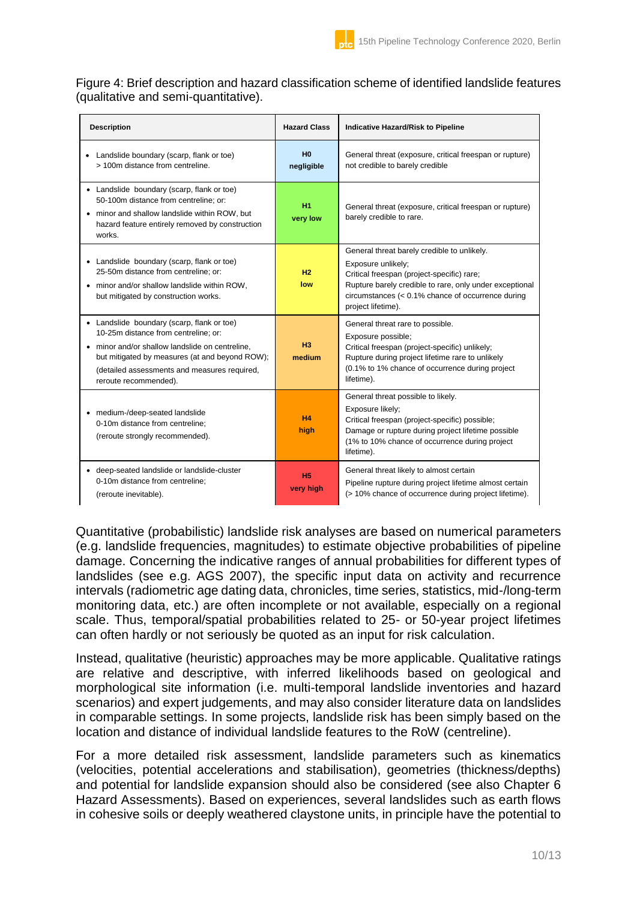Figure 4: Brief description and hazard classification scheme of identified landslide features (qualitative and semi-quantitative).

| Description | Hazard Class | Indicative Hazard/Risk to Pipeline |
|---|---|---|
| • Landslide boundary (scarp, flank or toe) > 100m distance from centreline. | **H0 negligible** | General threat (exposure, critical freespan or rupture) not credible to barely credible |
| • Landslide boundary (scarp, flank or toe) 50-100m distance from centreline; or: <br> • minor and shallow landslide within ROW, but hazard feature entirely removed by construction works. | **H1 very low** | General threat (exposure, critical freespan or rupture) barely credible to rare. |
| • Landslide boundary (scarp, flank or toe) 25-50m distance from centreline; or: <br> • minor and/or shallow landslide within ROW, but mitigated by construction works. | **H2 low** | General threat barely credible to unlikely. <br> Exposure unlikely; <br> Critical freespan (project-specific) rare; <br> Rupture barely credible to rare, only under exceptional circumstances (< 0.1% chance of occurrence during project lifetime). |
| • Landslide boundary (scarp, flank or toe) 10-25m distance from centreline; or: <br> • minor and/or shallow landslide on centreline, but mitigated by measures (at and beyond ROW); (detailed assessments and measures required, reroute recommended). | **H3 medium** | General threat rare to possible. <br> Exposure possible; <br> Critical freespan (project-specific) unlikely; <br> Rupture during project lifetime rare to unlikely (0.1% to 1% chance of occurrence during project lifetime). |
| • medium-/deep-seated landslide 0-10m distance from centreline; (reroute strongly recommended). | **H4 high** | General threat possible to likely. <br> Exposure likely; <br> Critical freespan (project-specific) possible; <br> Damage or rupture during project lifetime possible (1% to 10% chance of occurrence during project lifetime). |
| • deep-seated landslide or landslide-cluster 0-10m distance from centreline; (reroute inevitable). | **H5 very high** | General threat likely to almost certain <br> Pipeline rupture during project lifetime almost certain (> 10% chance of occurrence during project lifetime). |

Quantitative (probabilistic) landslide risk analyses are based on numerical parameters (e.g. landslide frequencies, magnitudes) to estimate objective probabilities of pipeline damage. Concerning the indicative ranges of annual probabilities for different types of landslides (see e.g. AGS 2007), the specific input data on activity and recurrence intervals (radiometric age dating data, chronicles, time series, statistics, mid-/long-term monitoring data, etc.) are often incomplete or not available, especially on a regional scale. Thus, temporal/spatial probabilities related to 25- or 50-year project lifetimes can often hardly or not seriously be quoted as an input for risk calculation.

Instead, qualitative (heuristic) approaches may be more applicable. Qualitative ratings are relative and descriptive, with inferred likelihoods based on geological and morphological site information (i.e. multi-temporal landslide inventories and hazard scenarios) and expert judgements, and may also consider literature data on landslides in comparable settings. In some projects, landslide risk has been simply based on the location and distance of individual landslide features to the RoW (centreline).

For a more detailed risk assessment, landslide parameters such as kinematics (velocities, potential accelerations and stabilisation), geometries (thickness/depths) and potential for landslide expansion should also be considered (see also Chapter 6 Hazard Assessments). Based on experiences, several landslides such as earth flows in cohesive soils or deeply weathered claystone units, in principle have the potential to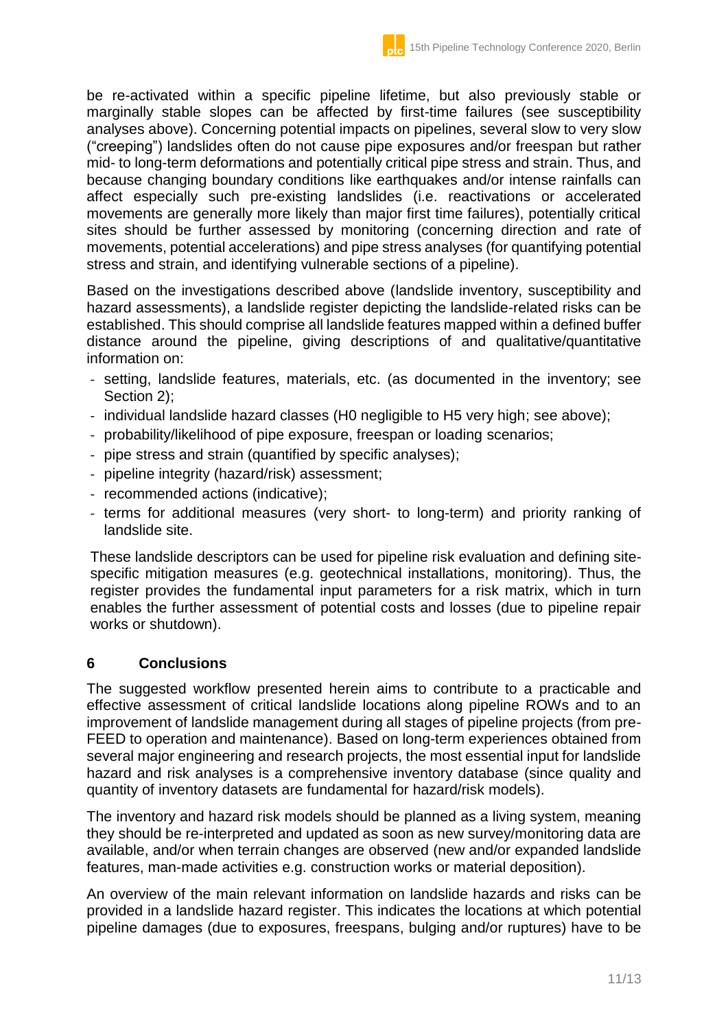be re-activated within a specific pipeline lifetime, but also previously stable or marginally stable slopes can be affected by first-time failures (see susceptibility analyses above). Concerning potential impacts on pipelines, several slow to very slow ("creeping") landslides often do not cause pipe exposures and/or freespan but rather mid- to long-term deformations and potentially critical pipe stress and strain. Thus, and because changing boundary conditions like earthquakes and/or intense rainfalls can affect especially such pre-existing landslides (i.e. reactivations or accelerated movements are generally more likely than major first time failures), potentially critical sites should be further assessed by monitoring (concerning direction and rate of movements, potential accelerations) and pipe stress analyses (for quantifying potential stress and strain, and identifying vulnerable sections of a pipeline).

Based on the investigations described above (landslide inventory, susceptibility and hazard assessments), a landslide register depicting the landslide-related risks can be established. This should comprise all landslide features mapped within a defined buffer distance around the pipeline, giving descriptions of and qualitative/quantitative information on:

- setting, landslide features, materials, etc. (as documented in the inventory; see Section 2);
- individual landslide hazard classes (H0 negligible to H5 very high; see above);
- probability/likelihood of pipe exposure, freespan or loading scenarios;
- pipe stress and strain (quantified by specific analyses);
- pipeline integrity (hazard/risk) assessment;
- recommended actions (indicative);
- terms for additional measures (very short- to long-term) and priority ranking of landslide site.

These landslide descriptors can be used for pipeline risk evaluation and defining site-specific mitigation measures (e.g. geotechnical installations, monitoring). Thus, the register provides the fundamental input parameters for a risk matrix, which in turn enables the further assessment of potential costs and losses (due to pipeline repair works or shutdown).

## 6 Conclusions

The suggested workflow presented herein aims to contribute to a practicable and effective assessment of critical landslide locations along pipeline ROWs and to an improvement of landslide management during all stages of pipeline projects (from pre-FEED to operation and maintenance). Based on long-term experiences obtained from several major engineering and research projects, the most essential input for landslide hazard and risk analyses is a comprehensive inventory database (since quality and quantity of inventory datasets are fundamental for hazard/risk models).

The inventory and hazard risk models should be planned as a living system, meaning they should be re-interpreted and updated as soon as new survey/monitoring data are available, and/or when terrain changes are observed (new and/or expanded landslide features, man-made activities e.g. construction works or material deposition).

An overview of the main relevant information on landslide hazards and risks can be provided in a landslide hazard register. This indicates the locations at which potential pipeline damages (due to exposures, freespans, bulging and/or ruptures) have to be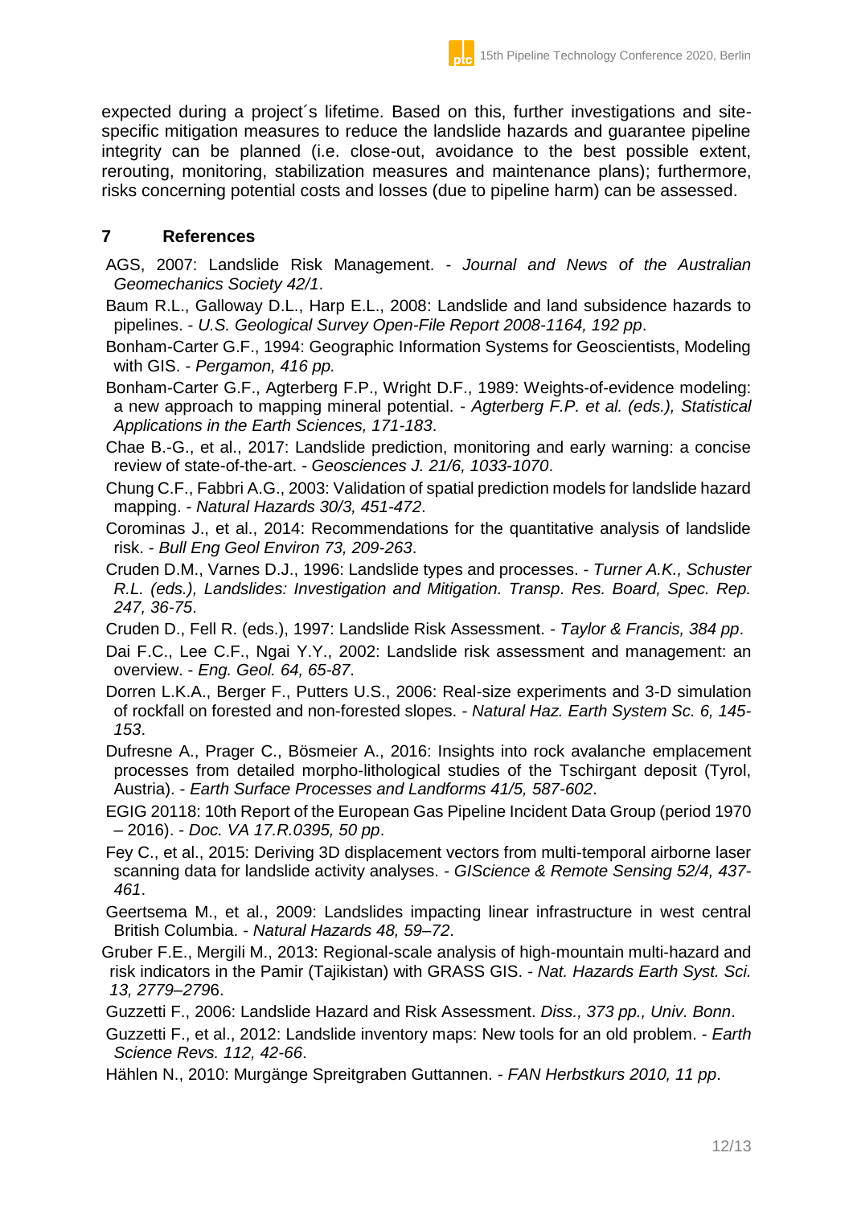expected during a project´s lifetime. Based on this, further investigations and site-specific mitigation measures to reduce the landslide hazards and guarantee pipeline integrity can be planned (i.e. close-out, avoidance to the best possible extent, rerouting, monitoring, stabilization measures and maintenance plans); furthermore, risks concerning potential costs and losses (due to pipeline harm) can be assessed.

## 7 References

AGS, 2007: Landslide Risk Management. - *Journal and News of the Australian Geomechanics Society 42/1*.

Baum R.L., Galloway D.L., Harp E.L., 2008: Landslide and land subsidence hazards to pipelines. - *U.S. Geological Survey Open-File Report 2008-1164, 192 pp*.

Bonham-Carter G.F., 1994: Geographic Information Systems for Geoscientists, Modeling with GIS. - *Pergamon, 416 pp.*

Bonham-Carter G.F., Agterberg F.P., Wright D.F., 1989: Weights-of-evidence modeling: a new approach to mapping mineral potential. - *Agterberg F.P. et al. (eds.), Statistical Applications in the Earth Sciences, 171-183*.

Chae B.-G., et al., 2017: Landslide prediction, monitoring and early warning: a concise review of state-of-the-art. - *Geosciences J. 21/6, 1033-1070*.

Chung C.F., Fabbri A.G., 2003: Validation of spatial prediction models for landslide hazard mapping. - *Natural Hazards 30/3, 451-472*.

Corominas J., et al., 2014: Recommendations for the quantitative analysis of landslide risk. - *Bull Eng Geol Environ 73, 209-263*.

Cruden D.M., Varnes D.J., 1996: Landslide types and processes. - *Turner A.K., Schuster R.L. (eds.), Landslides: Investigation and Mitigation. Transp. Res. Board, Spec. Rep. 247, 36-75*.

Cruden D., Fell R. (eds.), 1997: Landslide Risk Assessment. - *Taylor & Francis, 384 pp*.

Dai F.C., Lee C.F., Ngai Y.Y., 2002: Landslide risk assessment and management: an overview. - *Eng. Geol. 64, 65-87*.

Dorren L.K.A., Berger F., Putters U.S., 2006: Real-size experiments and 3-D simulation of rockfall on forested and non-forested slopes. - *Natural Haz. Earth System Sc. 6, 145-153*.

Dufresne A., Prager C., Bösmeier A., 2016: Insights into rock avalanche emplacement processes from detailed morpho-lithological studies of the Tschirgant deposit (Tyrol, Austria). - *Earth Surface Processes and Landforms 41/5, 587-602*.

EGIG 20118: 10th Report of the European Gas Pipeline Incident Data Group (period 1970 – 2016). - *Doc. VA 17.R.0395, 50 pp*.

Fey C., et al., 2015: Deriving 3D displacement vectors from multi-temporal airborne laser scanning data for landslide activity analyses. - *GIScience & Remote Sensing 52/4, 437-461*.

Geertsema M., et al., 2009: Landslides impacting linear infrastructure in west central British Columbia. - *Natural Hazards 48, 59–72*.

Gruber F.E., Mergili M., 2013: Regional-scale analysis of high-mountain multi-hazard and risk indicators in the Pamir (Tajikistan) with GRASS GIS. - *Nat. Hazards Earth Syst. Sci. 13, 2779–279*6.

Guzzetti F., 2006: Landslide Hazard and Risk Assessment. *Diss., 373 pp., Univ. Bonn*.

Guzzetti F., et al., 2012: Landslide inventory maps: New tools for an old problem. - *Earth Science Revs. 112, 42-66*.

Hählen N., 2010: Murgänge Spreitgraben Guttannen. - *FAN Herbstkurs 2010, 11 pp*.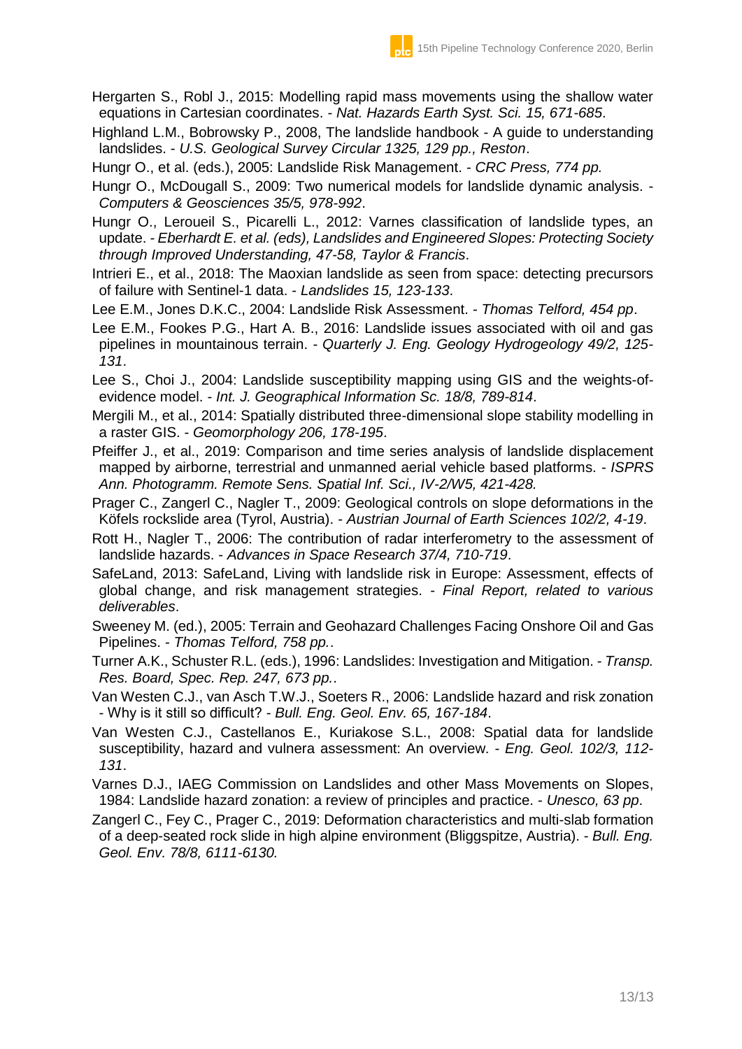Hergarten S., Robl J., 2015: Modelling rapid mass movements using the shallow water equations in Cartesian coordinates. - *Nat. Hazards Earth Syst. Sci. 15, 671-685*.

Highland L.M., Bobrowsky P., 2008, The landslide handbook - A guide to understanding landslides. - *U.S. Geological Survey Circular 1325, 129 pp., Reston*.

Hungr O., et al. (eds.), 2005: Landslide Risk Management. - *CRC Press, 774 pp.*

Hungr O., McDougall S., 2009: Two numerical models for landslide dynamic analysis. - *Computers & Geosciences 35/5, 978-992*.

Hungr O., Leroueil S., Picarelli L., 2012: Varnes classification of landslide types, an update. - *Eberhardt E. et al. (eds), Landslides and Engineered Slopes: Protecting Society through Improved Understanding, 47-58, Taylor & Francis*.

Intrieri E., et al., 2018: The Maoxian landslide as seen from space: detecting precursors of failure with Sentinel-1 data. - *Landslides 15, 123-133*.

Lee E.M., Jones D.K.C., 2004: Landslide Risk Assessment. - *Thomas Telford, 454 pp*.

Lee E.M., Fookes P.G., Hart A. B., 2016: Landslide issues associated with oil and gas pipelines in mountainous terrain. - *Quarterly J. Eng. Geology Hydrogeology 49/2, 125-131*.

Lee S., Choi J., 2004: Landslide susceptibility mapping using GIS and the weights-of-evidence model. - *Int. J. Geographical Information Sc. 18/8, 789-814*.

Mergili M., et al., 2014: Spatially distributed three-dimensional slope stability modelling in a raster GIS. - *Geomorphology 206, 178-195*.

Pfeiffer J., et al., 2019: Comparison and time series analysis of landslide displacement mapped by airborne, terrestrial and unmanned aerial vehicle based platforms. - *ISPRS Ann. Photogramm. Remote Sens. Spatial Inf. Sci., IV-2/W5, 421-428.*

Prager C., Zangerl C., Nagler T., 2009: Geological controls on slope deformations in the Köfels rockslide area (Tyrol, Austria). - *Austrian Journal of Earth Sciences 102/2, 4-19*.

Rott H., Nagler T., 2006: The contribution of radar interferometry to the assessment of landslide hazards. - *Advances in Space Research 37/4, 710-719*.

SafeLand, 2013: SafeLand, Living with landslide risk in Europe: Assessment, effects of global change, and risk management strategies. - *Final Report, related to various deliverables*.

Sweeney M. (ed.), 2005: Terrain and Geohazard Challenges Facing Onshore Oil and Gas Pipelines. - *Thomas Telford, 758 pp.*.

Turner A.K., Schuster R.L. (eds.), 1996: Landslides: Investigation and Mitigation. - *Transp. Res. Board, Spec. Rep. 247, 673 pp.*.

Van Westen C.J., van Asch T.W.J., Soeters R., 2006: Landslide hazard and risk zonation - Why is it still so difficult? - *Bull. Eng. Geol. Env. 65, 167-184*.

Van Westen C.J., Castellanos E., Kuriakose S.L., 2008: Spatial data for landslide susceptibility, hazard and vulnera assessment: An overview. - *Eng. Geol. 102/3, 112-131*.

Varnes D.J., IAEG Commission on Landslides and other Mass Movements on Slopes, 1984: Landslide hazard zonation: a review of principles and practice. - *Unesco, 63 pp*.

Zangerl C., Fey C., Prager C., 2019: Deformation characteristics and multi-slab formation of a deep-seated rock slide in high alpine environment (Bliggspitze, Austria). - *Bull. Eng. Geol. Env. 78/8, 6111-6130.*